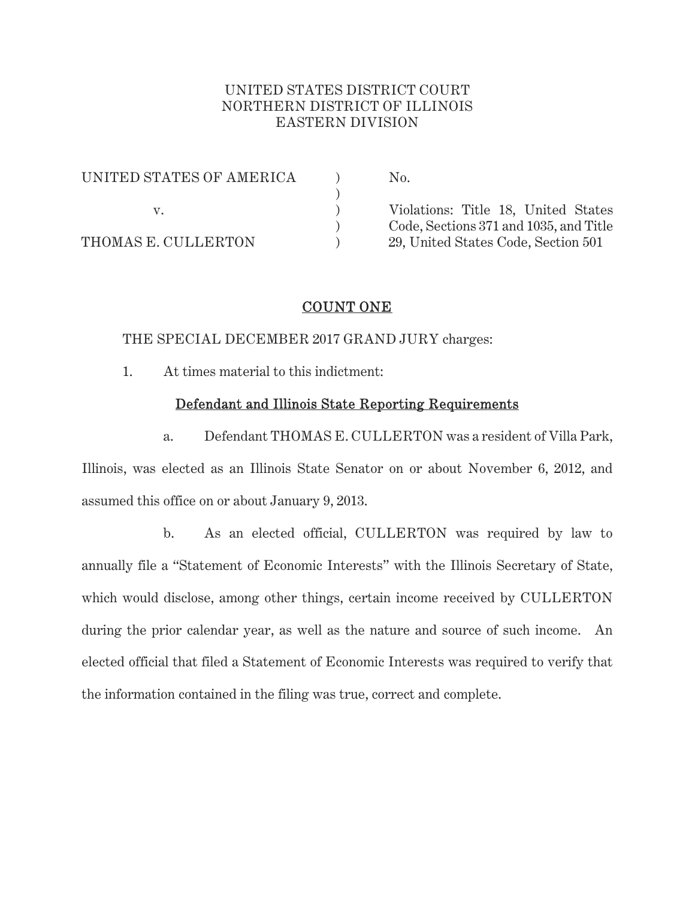UNITED STATES DISTRICT COURT
NORTHERN DISTRICT OF ILLINOIS
EASTERN DIVISION

| | | |
|---|---|---|
| UNITED STATES OF AMERICA | ) | No. |
| | ) | |
| v. | ) | Violations: Title 18, United States Code, Sections 371 and 1035, and Title 29, United States Code, Section 501 |
| | ) | |
| THOMAS E. CULLERTON | ) | |

## COUNT ONE

THE SPECIAL DECEMBER 2017 GRAND JURY charges:

1. At times material to this indictment:

### Defendant and Illinois State Reporting Requirements

a. Defendant THOMAS E. CULLERTON was a resident of Villa Park, Illinois, was elected as an Illinois State Senator on or about November 6, 2012, and assumed this office on or about January 9, 2013.

b. As an elected official, CULLERTON was required by law to annually file a "Statement of Economic Interests" with the Illinois Secretary of State, which would disclose, among other things, certain income received by CULLERTON during the prior calendar year, as well as the nature and source of such income. An elected official that filed a Statement of Economic Interests was required to verify that the information contained in the filing was true, correct and complete.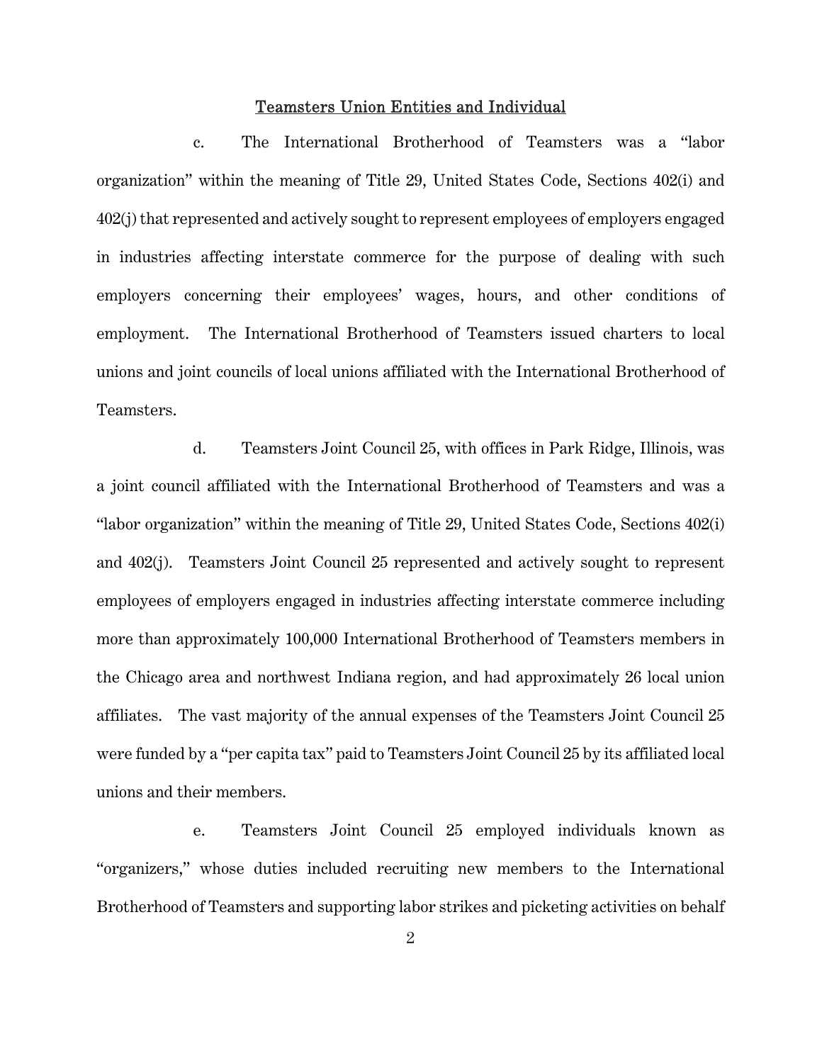## Teamsters Union Entities and Individual

c. The International Brotherhood of Teamsters was a "labor organization" within the meaning of Title 29, United States Code, Sections 402(i) and 402(j) that represented and actively sought to represent employees of employers engaged in industries affecting interstate commerce for the purpose of dealing with such employers concerning their employees' wages, hours, and other conditions of employment. The International Brotherhood of Teamsters issued charters to local unions and joint councils of local unions affiliated with the International Brotherhood of Teamsters.

d. Teamsters Joint Council 25, with offices in Park Ridge, Illinois, was a joint council affiliated with the International Brotherhood of Teamsters and was a "labor organization" within the meaning of Title 29, United States Code, Sections 402(i) and 402(j). Teamsters Joint Council 25 represented and actively sought to represent employees of employers engaged in industries affecting interstate commerce including more than approximately 100,000 International Brotherhood of Teamsters members in the Chicago area and northwest Indiana region, and had approximately 26 local union affiliates. The vast majority of the annual expenses of the Teamsters Joint Council 25 were funded by a "per capita tax" paid to Teamsters Joint Council 25 by its affiliated local unions and their members.

e. Teamsters Joint Council 25 employed individuals known as "organizers," whose duties included recruiting new members to the International Brotherhood of Teamsters and supporting labor strikes and picketing activities on behalf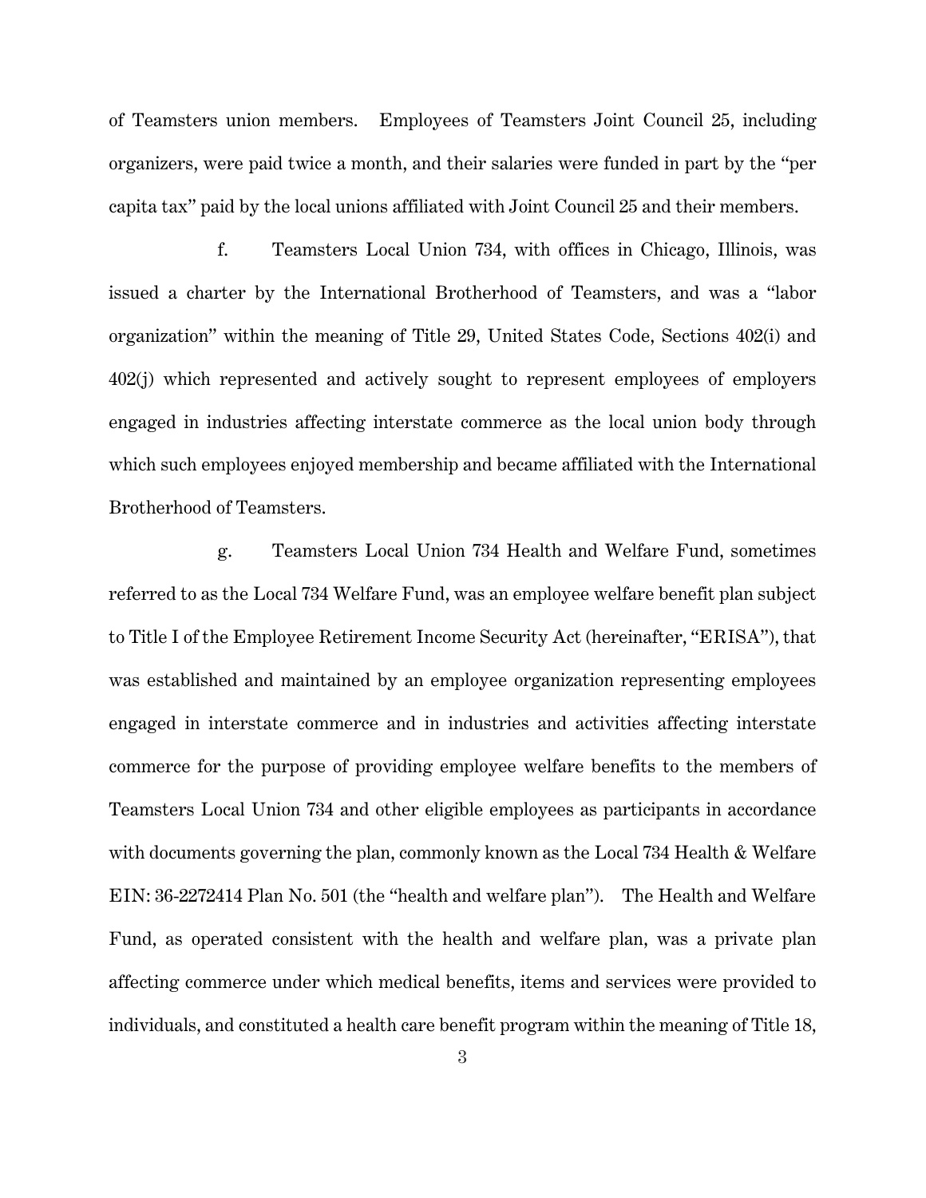of Teamsters union members. Employees of Teamsters Joint Council 25, including organizers, were paid twice a month, and their salaries were funded in part by the "per capita tax" paid by the local unions affiliated with Joint Council 25 and their members.

f. Teamsters Local Union 734, with offices in Chicago, Illinois, was issued a charter by the International Brotherhood of Teamsters, and was a "labor organization" within the meaning of Title 29, United States Code, Sections 402(i) and 402(j) which represented and actively sought to represent employees of employers engaged in industries affecting interstate commerce as the local union body through which such employees enjoyed membership and became affiliated with the International Brotherhood of Teamsters.

g. Teamsters Local Union 734 Health and Welfare Fund, sometimes referred to as the Local 734 Welfare Fund, was an employee welfare benefit plan subject to Title I of the Employee Retirement Income Security Act (hereinafter, "ERISA"), that was established and maintained by an employee organization representing employees engaged in interstate commerce and in industries and activities affecting interstate commerce for the purpose of providing employee welfare benefits to the members of Teamsters Local Union 734 and other eligible employees as participants in accordance with documents governing the plan, commonly known as the Local 734 Health & Welfare EIN: 36-2272414 Plan No. 501 (the "health and welfare plan"). The Health and Welfare Fund, as operated consistent with the health and welfare plan, was a private plan affecting commerce under which medical benefits, items and services were provided to individuals, and constituted a health care benefit program within the meaning of Title 18,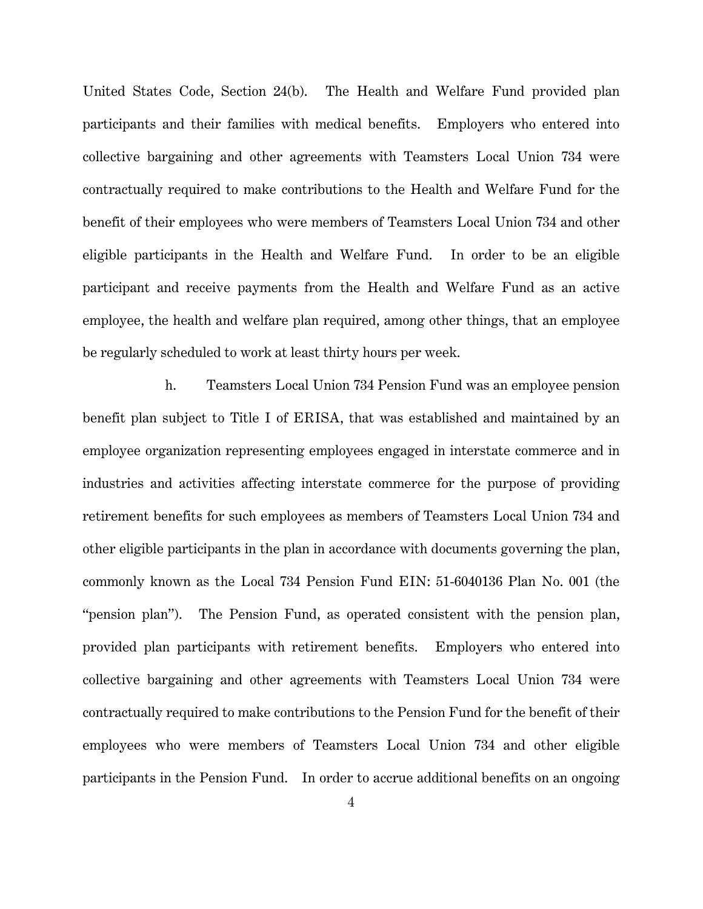United States Code, Section 24(b). The Health and Welfare Fund provided plan participants and their families with medical benefits. Employers who entered into collective bargaining and other agreements with Teamsters Local Union 734 were contractually required to make contributions to the Health and Welfare Fund for the benefit of their employees who were members of Teamsters Local Union 734 and other eligible participants in the Health and Welfare Fund. In order to be an eligible participant and receive payments from the Health and Welfare Fund as an active employee, the health and welfare plan required, among other things, that an employee be regularly scheduled to work at least thirty hours per week.

h. Teamsters Local Union 734 Pension Fund was an employee pension benefit plan subject to Title I of ERISA, that was established and maintained by an employee organization representing employees engaged in interstate commerce and in industries and activities affecting interstate commerce for the purpose of providing retirement benefits for such employees as members of Teamsters Local Union 734 and other eligible participants in the plan in accordance with documents governing the plan, commonly known as the Local 734 Pension Fund EIN: 51-6040136 Plan No. 001 (the "pension plan"). The Pension Fund, as operated consistent with the pension plan, provided plan participants with retirement benefits. Employers who entered into collective bargaining and other agreements with Teamsters Local Union 734 were contractually required to make contributions to the Pension Fund for the benefit of their employees who were members of Teamsters Local Union 734 and other eligible participants in the Pension Fund. In order to accrue additional benefits on an ongoing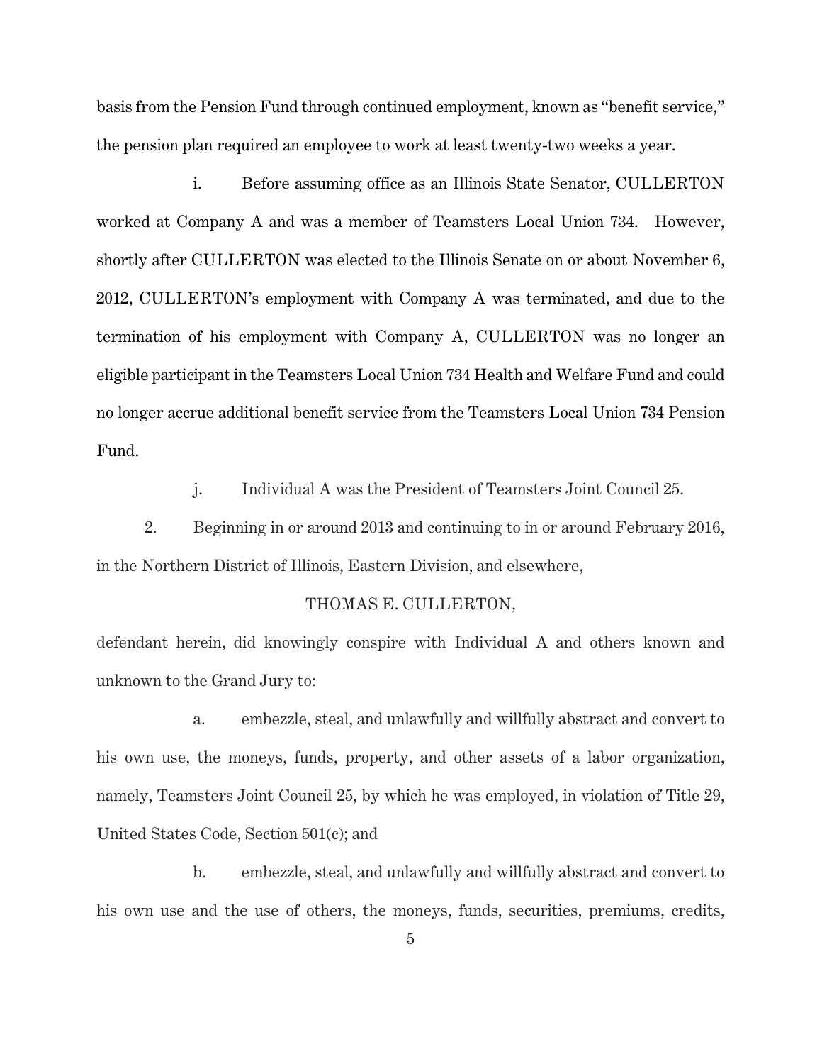basis from the Pension Fund through continued employment, known as "benefit service," the pension plan required an employee to work at least twenty-two weeks a year.

i. Before assuming office as an Illinois State Senator, CULLERTON worked at Company A and was a member of Teamsters Local Union 734. However, shortly after CULLERTON was elected to the Illinois Senate on or about November 6, 2012, CULLERTON's employment with Company A was terminated, and due to the termination of his employment with Company A, CULLERTON was no longer an eligible participant in the Teamsters Local Union 734 Health and Welfare Fund and could no longer accrue additional benefit service from the Teamsters Local Union 734 Pension Fund.

j. Individual A was the President of Teamsters Joint Council 25.

2. Beginning in or around 2013 and continuing to in or around February 2016, in the Northern District of Illinois, Eastern Division, and elsewhere,

THOMAS E. CULLERTON,

defendant herein, did knowingly conspire with Individual A and others known and unknown to the Grand Jury to:

a. embezzle, steal, and unlawfully and willfully abstract and convert to his own use, the moneys, funds, property, and other assets of a labor organization, namely, Teamsters Joint Council 25, by which he was employed, in violation of Title 29, United States Code, Section 501(c); and

b. embezzle, steal, and unlawfully and willfully abstract and convert to his own use and the use of others, the moneys, funds, securities, premiums, credits,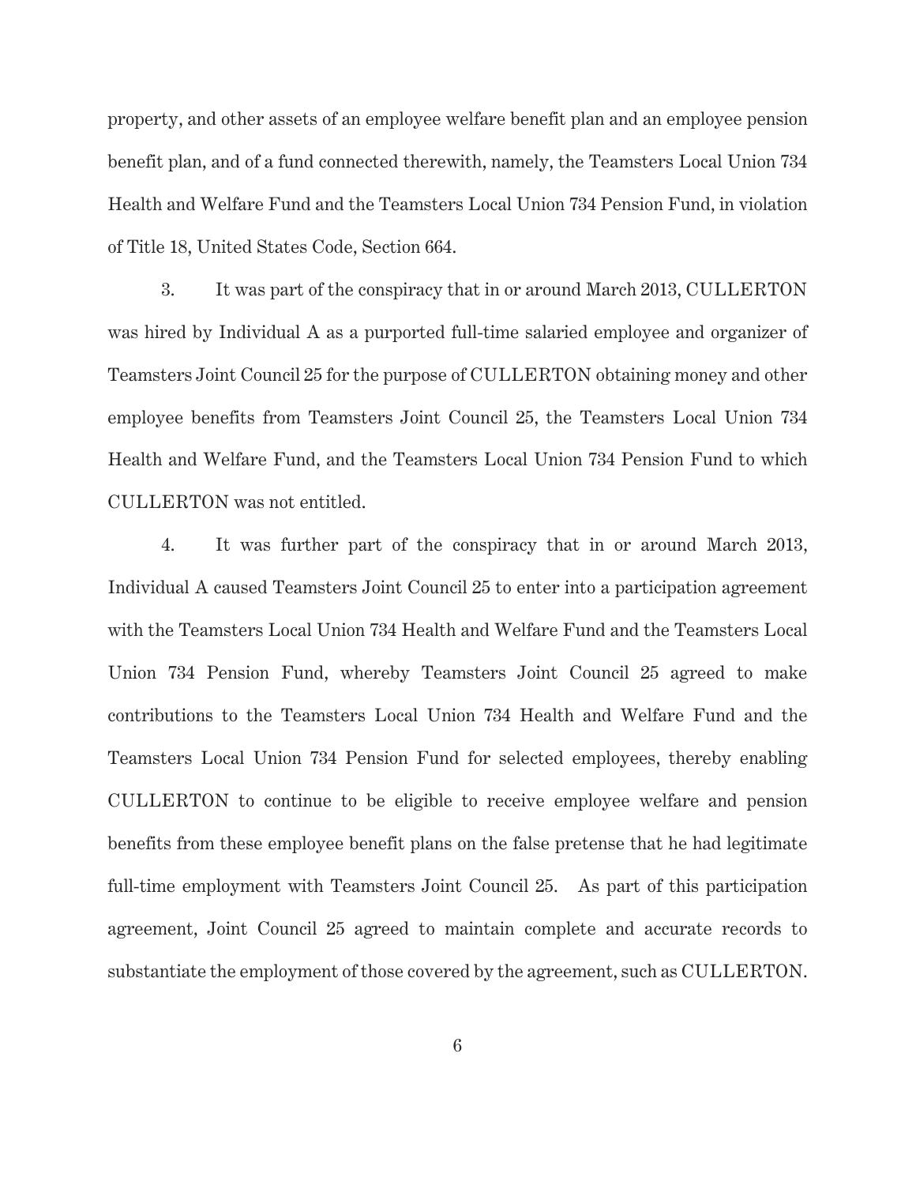property, and other assets of an employee welfare benefit plan and an employee pension benefit plan, and of a fund connected therewith, namely, the Teamsters Local Union 734 Health and Welfare Fund and the Teamsters Local Union 734 Pension Fund, in violation of Title 18, United States Code, Section 664.

3. It was part of the conspiracy that in or around March 2013, CULLERTON was hired by Individual A as a purported full-time salaried employee and organizer of Teamsters Joint Council 25 for the purpose of CULLERTON obtaining money and other employee benefits from Teamsters Joint Council 25, the Teamsters Local Union 734 Health and Welfare Fund, and the Teamsters Local Union 734 Pension Fund to which CULLERTON was not entitled.

4. It was further part of the conspiracy that in or around March 2013, Individual A caused Teamsters Joint Council 25 to enter into a participation agreement with the Teamsters Local Union 734 Health and Welfare Fund and the Teamsters Local Union 734 Pension Fund, whereby Teamsters Joint Council 25 agreed to make contributions to the Teamsters Local Union 734 Health and Welfare Fund and the Teamsters Local Union 734 Pension Fund for selected employees, thereby enabling CULLERTON to continue to be eligible to receive employee welfare and pension benefits from these employee benefit plans on the false pretense that he had legitimate full-time employment with Teamsters Joint Council 25. As part of this participation agreement, Joint Council 25 agreed to maintain complete and accurate records to substantiate the employment of those covered by the agreement, such as CULLERTON.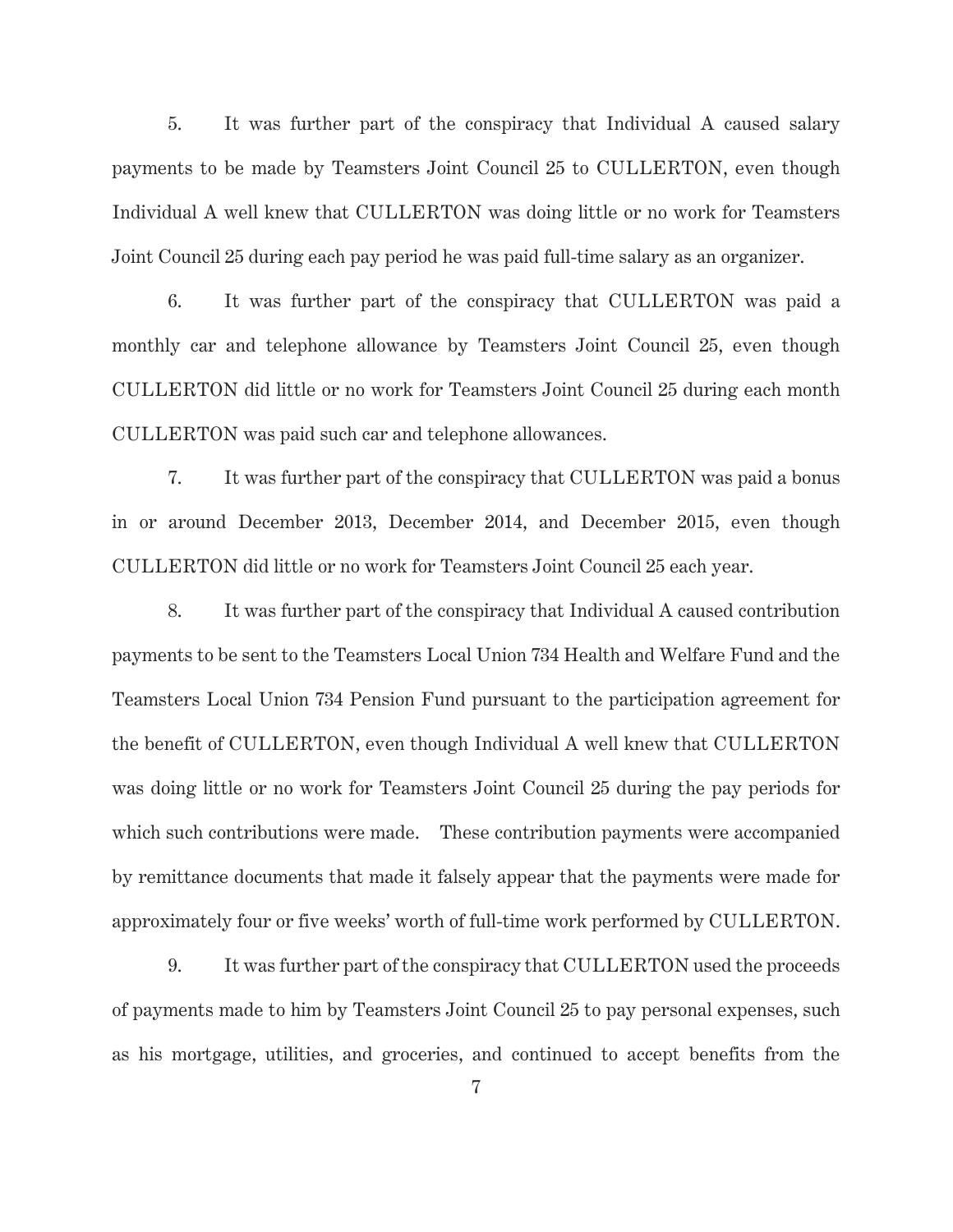5. It was further part of the conspiracy that Individual A caused salary payments to be made by Teamsters Joint Council 25 to CULLERTON, even though Individual A well knew that CULLERTON was doing little or no work for Teamsters Joint Council 25 during each pay period he was paid full-time salary as an organizer.

6. It was further part of the conspiracy that CULLERTON was paid a monthly car and telephone allowance by Teamsters Joint Council 25, even though CULLERTON did little or no work for Teamsters Joint Council 25 during each month CULLERTON was paid such car and telephone allowances.

7. It was further part of the conspiracy that CULLERTON was paid a bonus in or around December 2013, December 2014, and December 2015, even though CULLERTON did little or no work for Teamsters Joint Council 25 each year.

8. It was further part of the conspiracy that Individual A caused contribution payments to be sent to the Teamsters Local Union 734 Health and Welfare Fund and the Teamsters Local Union 734 Pension Fund pursuant to the participation agreement for the benefit of CULLERTON, even though Individual A well knew that CULLERTON was doing little or no work for Teamsters Joint Council 25 during the pay periods for which such contributions were made. These contribution payments were accompanied by remittance documents that made it falsely appear that the payments were made for approximately four or five weeks' worth of full-time work performed by CULLERTON.

9. It was further part of the conspiracy that CULLERTON used the proceeds of payments made to him by Teamsters Joint Council 25 to pay personal expenses, such as his mortgage, utilities, and groceries, and continued to accept benefits from the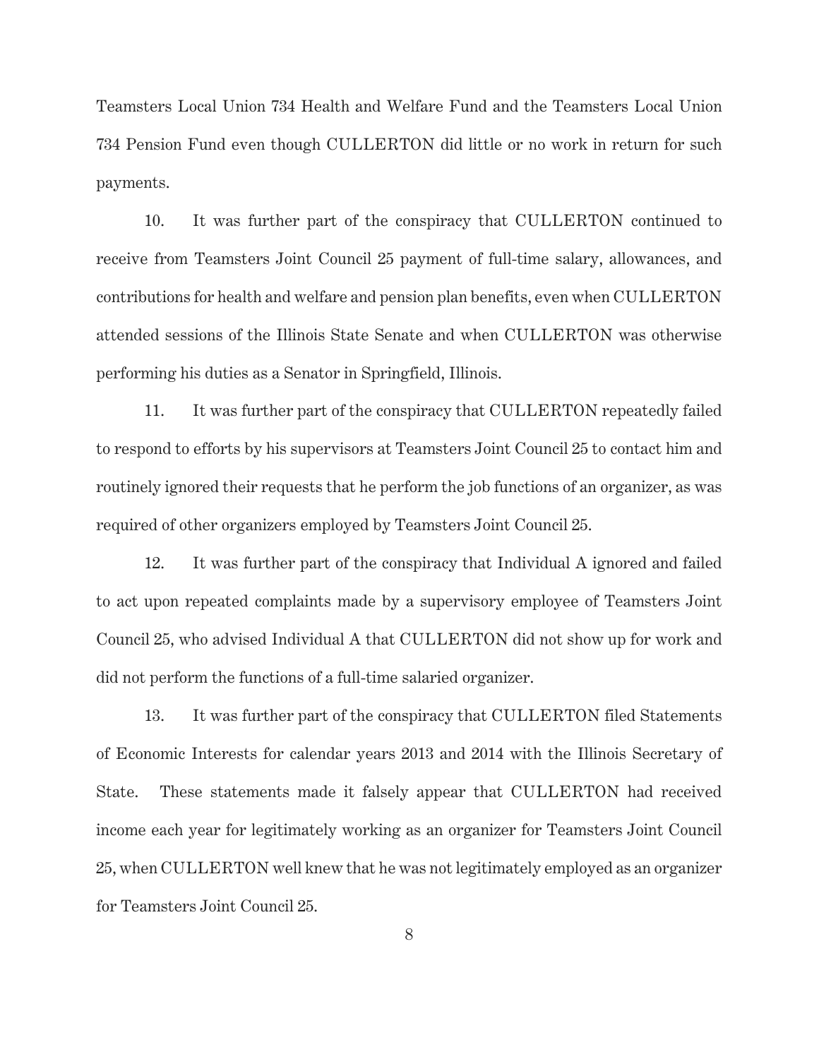Teamsters Local Union 734 Health and Welfare Fund and the Teamsters Local Union 734 Pension Fund even though CULLERTON did little or no work in return for such payments.

10. It was further part of the conspiracy that CULLERTON continued to receive from Teamsters Joint Council 25 payment of full-time salary, allowances, and contributions for health and welfare and pension plan benefits, even when CULLERTON attended sessions of the Illinois State Senate and when CULLERTON was otherwise performing his duties as a Senator in Springfield, Illinois.

11. It was further part of the conspiracy that CULLERTON repeatedly failed to respond to efforts by his supervisors at Teamsters Joint Council 25 to contact him and routinely ignored their requests that he perform the job functions of an organizer, as was required of other organizers employed by Teamsters Joint Council 25.

12. It was further part of the conspiracy that Individual A ignored and failed to act upon repeated complaints made by a supervisory employee of Teamsters Joint Council 25, who advised Individual A that CULLERTON did not show up for work and did not perform the functions of a full-time salaried organizer.

13. It was further part of the conspiracy that CULLERTON filed Statements of Economic Interests for calendar years 2013 and 2014 with the Illinois Secretary of State. These statements made it falsely appear that CULLERTON had received income each year for legitimately working as an organizer for Teamsters Joint Council 25, when CULLERTON well knew that he was not legitimately employed as an organizer for Teamsters Joint Council 25.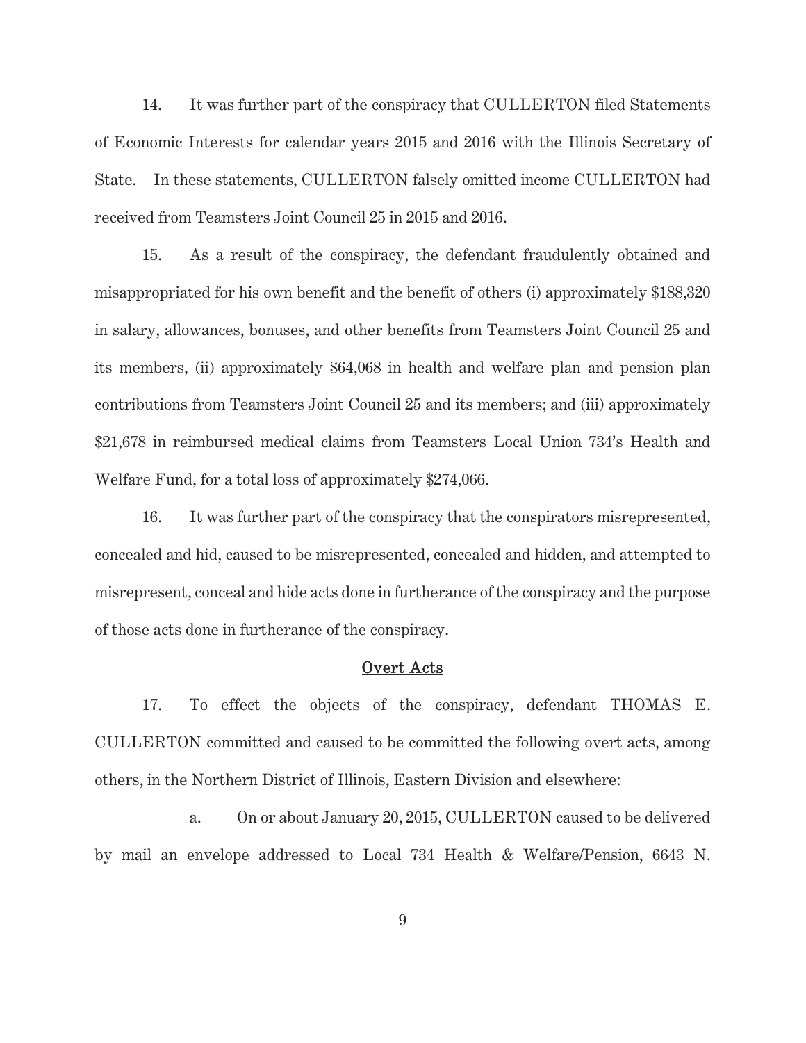14. It was further part of the conspiracy that CULLERTON filed Statements of Economic Interests for calendar years 2015 and 2016 with the Illinois Secretary of State. In these statements, CULLERTON falsely omitted income CULLERTON had received from Teamsters Joint Council 25 in 2015 and 2016.

15. As a result of the conspiracy, the defendant fraudulently obtained and misappropriated for his own benefit and the benefit of others (i) approximately $188,320 in salary, allowances, bonuses, and other benefits from Teamsters Joint Council 25 and its members, (ii) approximately $64,068 in health and welfare plan and pension plan contributions from Teamsters Joint Council 25 and its members; and (iii) approximately $21,678 in reimbursed medical claims from Teamsters Local Union 734's Health and Welfare Fund, for a total loss of approximately $274,066.

16. It was further part of the conspiracy that the conspirators misrepresented, concealed and hid, caused to be misrepresented, concealed and hidden, and attempted to misrepresent, conceal and hide acts done in furtherance of the conspiracy and the purpose of those acts done in furtherance of the conspiracy.

## <u>Overt Acts</u>

17. To effect the objects of the conspiracy, defendant THOMAS E. CULLERTON committed and caused to be committed the following overt acts, among others, in the Northern District of Illinois, Eastern Division and elsewhere:

a. On or about January 20, 2015, CULLERTON caused to be delivered by mail an envelope addressed to Local 734 Health & Welfare/Pension, 6643 N.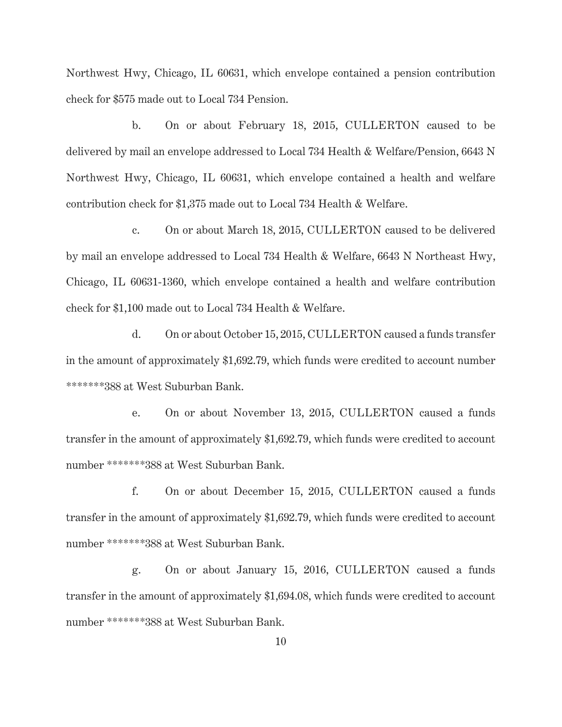Northwest Hwy, Chicago, IL 60631, which envelope contained a pension contribution check for $575 made out to Local 734 Pension.

b. On or about February 18, 2015, CULLERTON caused to be delivered by mail an envelope addressed to Local 734 Health & Welfare/Pension, 6643 N Northwest Hwy, Chicago, IL 60631, which envelope contained a health and welfare contribution check for $1,375 made out to Local 734 Health & Welfare.

c. On or about March 18, 2015, CULLERTON caused to be delivered by mail an envelope addressed to Local 734 Health & Welfare, 6643 N Northeast Hwy, Chicago, IL 60631-1360, which envelope contained a health and welfare contribution check for $1,100 made out to Local 734 Health & Welfare.

d. On or about October 15, 2015, CULLERTON caused a funds transfer in the amount of approximately $1,692.79, which funds were credited to account number *******388 at West Suburban Bank.

e. On or about November 13, 2015, CULLERTON caused a funds transfer in the amount of approximately $1,692.79, which funds were credited to account number *******388 at West Suburban Bank.

f. On or about December 15, 2015, CULLERTON caused a funds transfer in the amount of approximately $1,692.79, which funds were credited to account number *******388 at West Suburban Bank.

g. On or about January 15, 2016, CULLERTON caused a funds transfer in the amount of approximately $1,694.08, which funds were credited to account number *******388 at West Suburban Bank.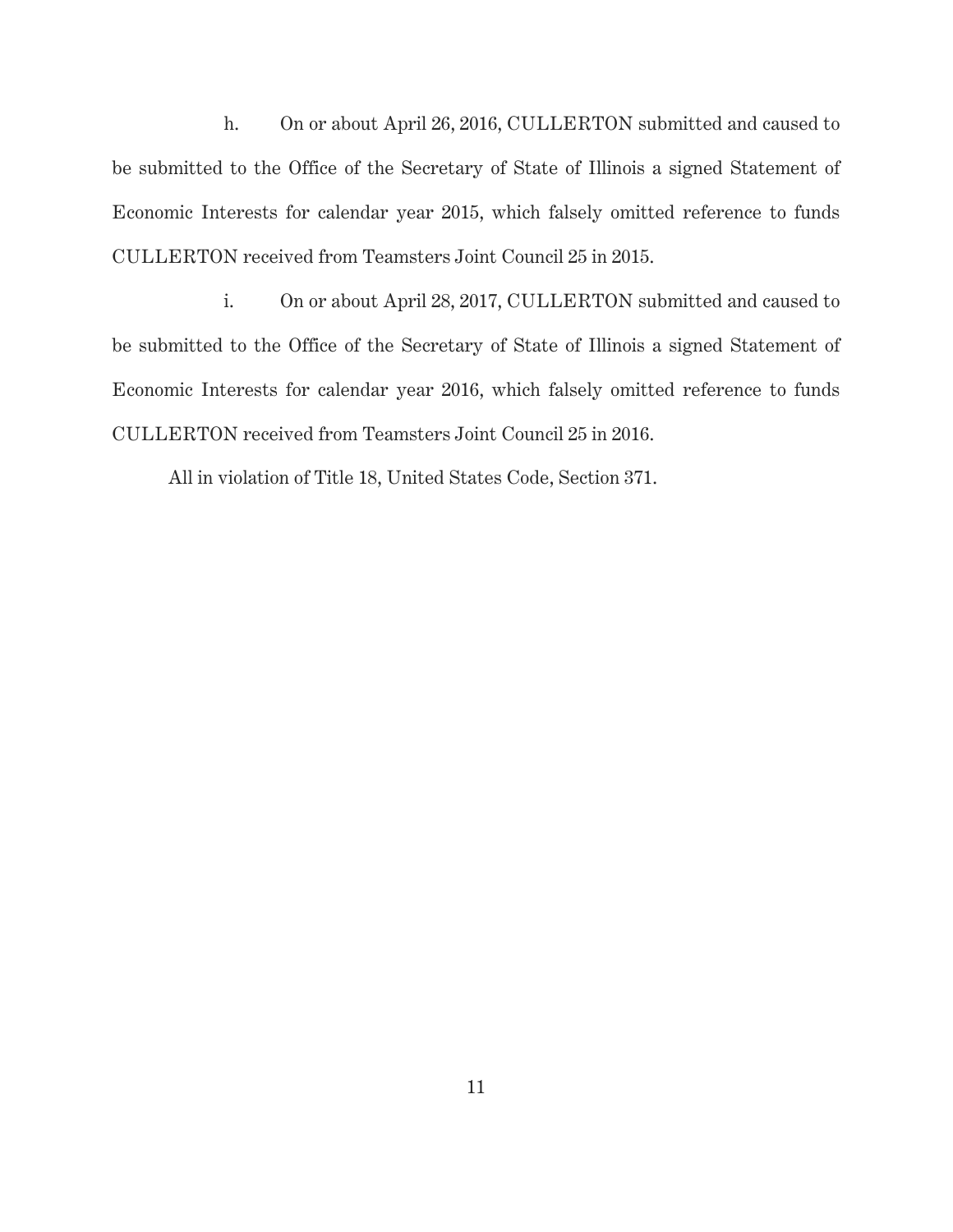h. On or about April 26, 2016, CULLERTON submitted and caused to be submitted to the Office of the Secretary of State of Illinois a signed Statement of Economic Interests for calendar year 2015, which falsely omitted reference to funds CULLERTON received from Teamsters Joint Council 25 in 2015.

i. On or about April 28, 2017, CULLERTON submitted and caused to be submitted to the Office of the Secretary of State of Illinois a signed Statement of Economic Interests for calendar year 2016, which falsely omitted reference to funds CULLERTON received from Teamsters Joint Council 25 in 2016.

All in violation of Title 18, United States Code, Section 371.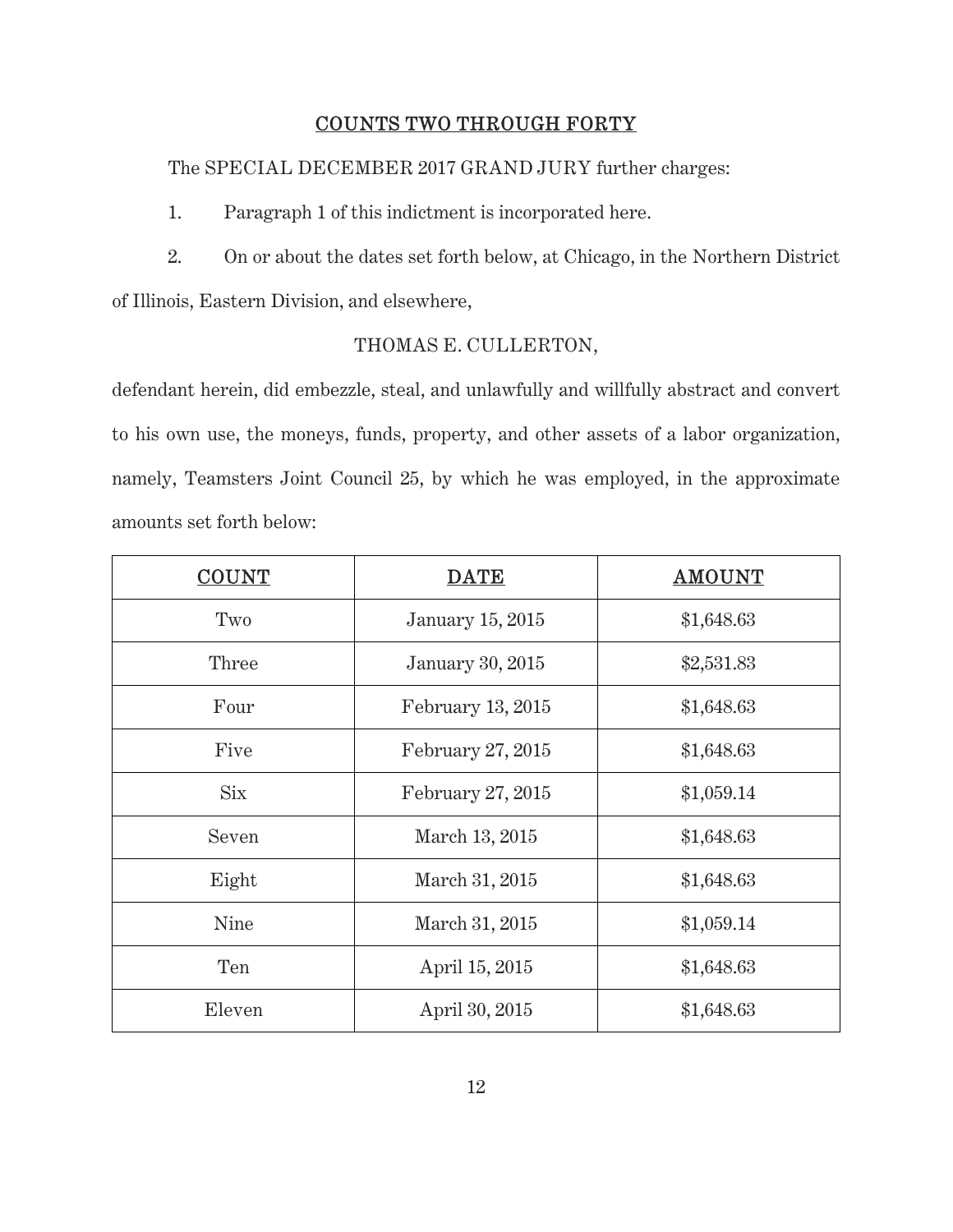## COUNTS TWO THROUGH FORTY

The SPECIAL DECEMBER 2017 GRAND JURY further charges:

1. Paragraph 1 of this indictment is incorporated here.

2. On or about the dates set forth below, at Chicago, in the Northern District of Illinois, Eastern Division, and elsewhere,

THOMAS E. CULLERTON,

defendant herein, did embezzle, steal, and unlawfully and willfully abstract and convert to his own use, the moneys, funds, property, and other assets of a labor organization, namely, Teamsters Joint Council 25, by which he was employed, in the approximate amounts set forth below:

| COUNT | DATE | AMOUNT |
|---|---|---|
| Two | January 15, 2015 | $1,648.63 |
| Three | January 30, 2015 | $2,531.83 |
| Four | February 13, 2015 | $1,648.63 |
| Five | February 27, 2015 | $1,648.63 |
| Six | February 27, 2015 | $1,059.14 |
| Seven | March 13, 2015 | $1,648.63 |
| Eight | March 31, 2015 | $1,648.63 |
| Nine | March 31, 2015 | $1,059.14 |
| Ten | April 15, 2015 | $1,648.63 |
| Eleven | April 30, 2015 | $1,648.63 |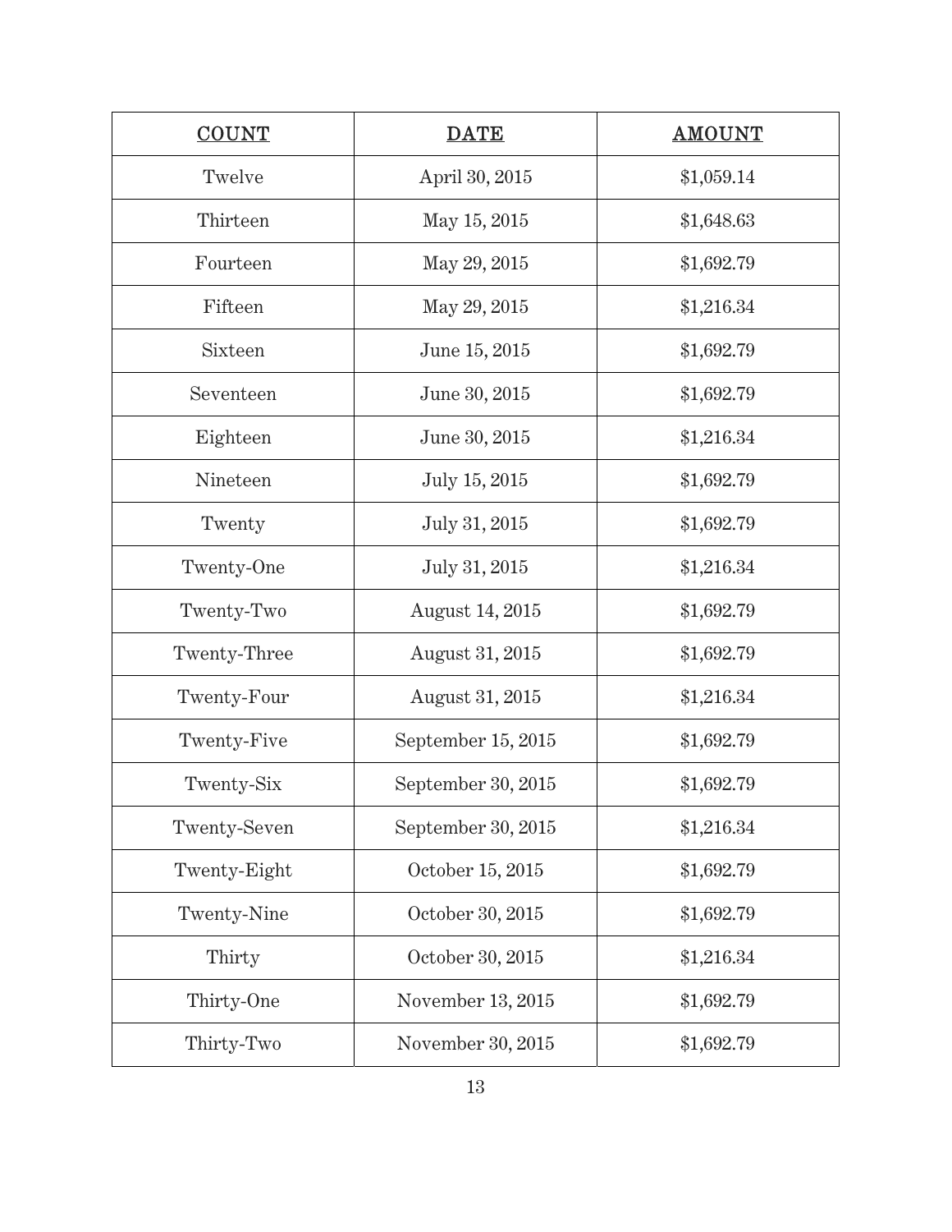| COUNT | DATE | AMOUNT |
|---|---|---|
| Twelve | April 30, 2015 | $1,059.14 |
| Thirteen | May 15, 2015 | $1,648.63 |
| Fourteen | May 29, 2015 | $1,692.79 |
| Fifteen | May 29, 2015 | $1,216.34 |
| Sixteen | June 15, 2015 | $1,692.79 |
| Seventeen | June 30, 2015 | $1,692.79 |
| Eighteen | June 30, 2015 | $1,216.34 |
| Nineteen | July 15, 2015 | $1,692.79 |
| Twenty | July 31, 2015 | $1,692.79 |
| Twenty-One | July 31, 2015 | $1,216.34 |
| Twenty-Two | August 14, 2015 | $1,692.79 |
| Twenty-Three | August 31, 2015 | $1,692.79 |
| Twenty-Four | August 31, 2015 | $1,216.34 |
| Twenty-Five | September 15, 2015 | $1,692.79 |
| Twenty-Six | September 30, 2015 | $1,692.79 |
| Twenty-Seven | September 30, 2015 | $1,216.34 |
| Twenty-Eight | October 15, 2015 | $1,692.79 |
| Twenty-Nine | October 30, 2015 | $1,692.79 |
| Thirty | October 30, 2015 | $1,216.34 |
| Thirty-One | November 13, 2015 | $1,692.79 |
| Thirty-Two | November 30, 2015 | $1,692.79 |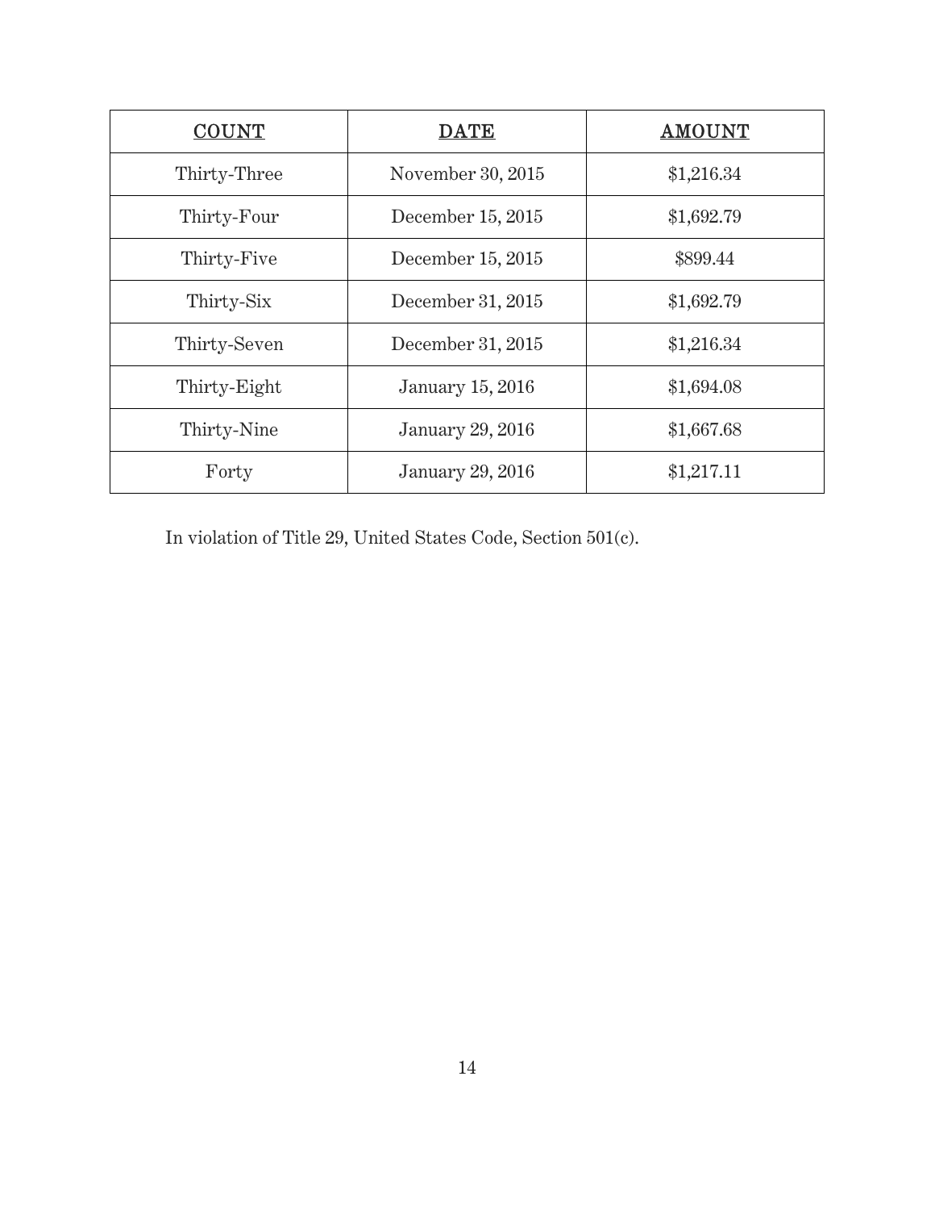| COUNT | DATE | AMOUNT |
| --- | --- | --- |
| Thirty-Three | November 30, 2015 | $1,216.34 |
| Thirty-Four | December 15, 2015 | $1,692.79 |
| Thirty-Five | December 15, 2015 | $899.44 |
| Thirty-Six | December 31, 2015 | $1,692.79 |
| Thirty-Seven | December 31, 2015 | $1,216.34 |
| Thirty-Eight | January 15, 2016 | $1,694.08 |
| Thirty-Nine | January 29, 2016 | $1,667.68 |
| Forty | January 29, 2016 | $1,217.11 |

In violation of Title 29, United States Code, Section 501(c).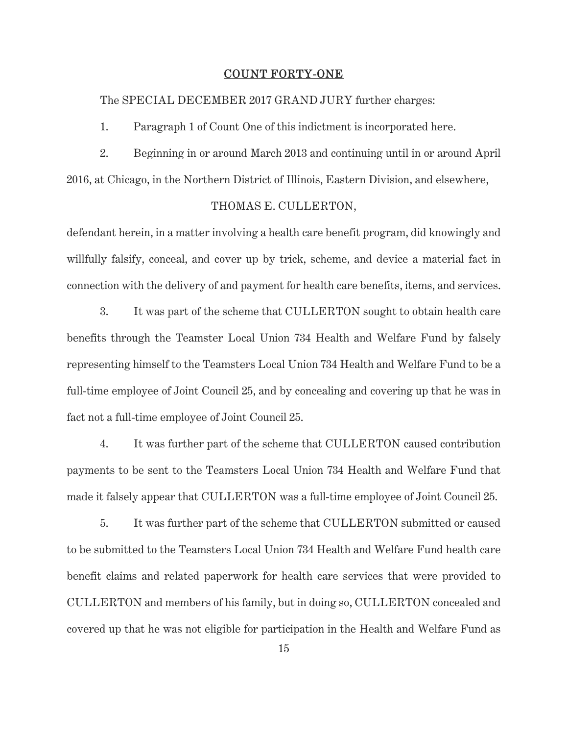<u>COUNT FORTY-ONE</u>

The SPECIAL DECEMBER 2017 GRAND JURY further charges:

1. Paragraph 1 of Count One of this indictment is incorporated here.

2. Beginning in or around March 2013 and continuing until in or around April 2016, at Chicago, in the Northern District of Illinois, Eastern Division, and elsewhere,

THOMAS E. CULLERTON,

defendant herein, in a matter involving a health care benefit program, did knowingly and willfully falsify, conceal, and cover up by trick, scheme, and device a material fact in connection with the delivery of and payment for health care benefits, items, and services.

3. It was part of the scheme that CULLERTON sought to obtain health care benefits through the Teamster Local Union 734 Health and Welfare Fund by falsely representing himself to the Teamsters Local Union 734 Health and Welfare Fund to be a full-time employee of Joint Council 25, and by concealing and covering up that he was in fact not a full-time employee of Joint Council 25.

4. It was further part of the scheme that CULLERTON caused contribution payments to be sent to the Teamsters Local Union 734 Health and Welfare Fund that made it falsely appear that CULLERTON was a full-time employee of Joint Council 25.

5. It was further part of the scheme that CULLERTON submitted or caused to be submitted to the Teamsters Local Union 734 Health and Welfare Fund health care benefit claims and related paperwork for health care services that were provided to CULLERTON and members of his family, but in doing so, CULLERTON concealed and covered up that he was not eligible for participation in the Health and Welfare Fund as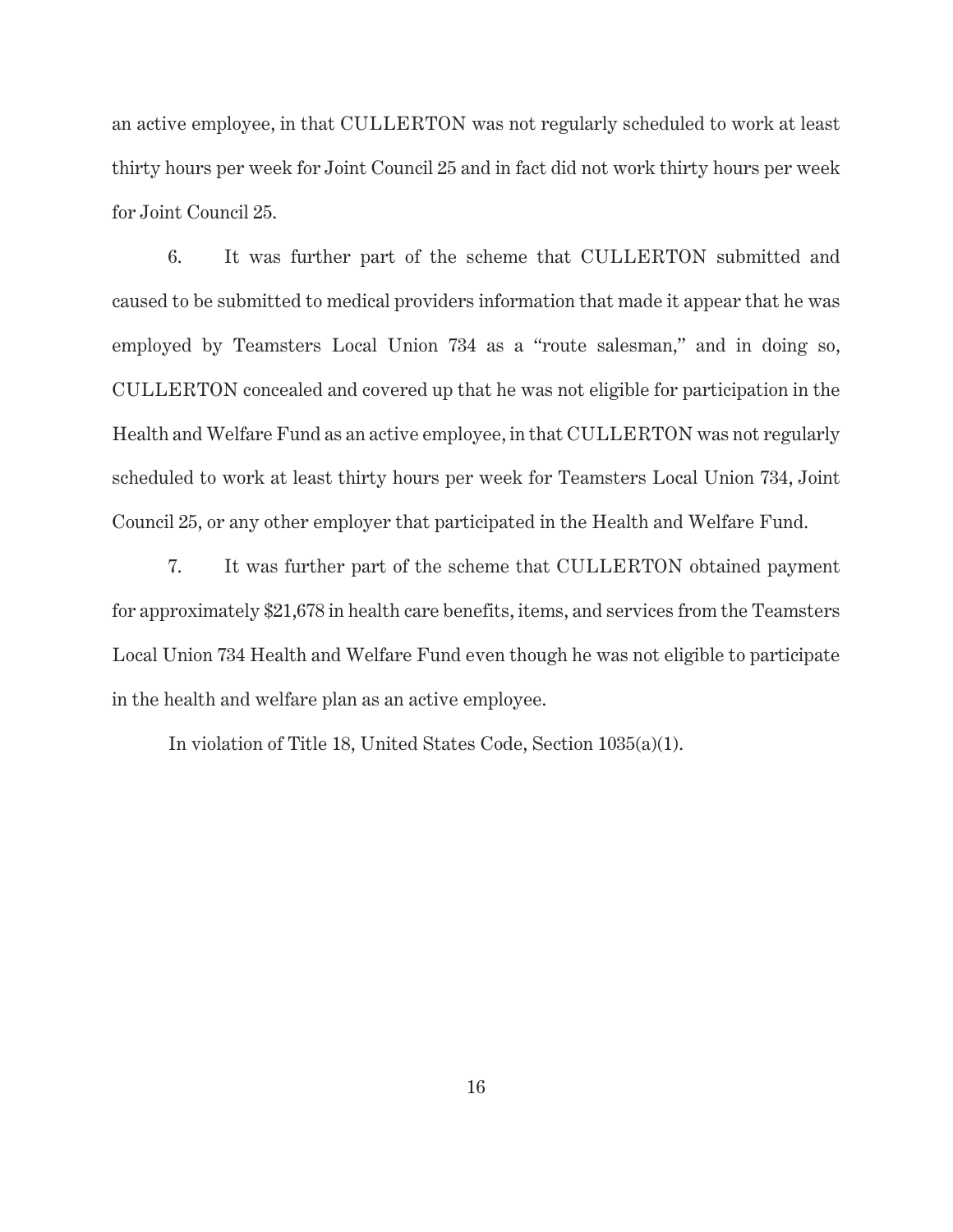an active employee, in that CULLERTON was not regularly scheduled to work at least thirty hours per week for Joint Council 25 and in fact did not work thirty hours per week for Joint Council 25.

6. It was further part of the scheme that CULLERTON submitted and caused to be submitted to medical providers information that made it appear that he was employed by Teamsters Local Union 734 as a "route salesman," and in doing so, CULLERTON concealed and covered up that he was not eligible for participation in the Health and Welfare Fund as an active employee, in that CULLERTON was not regularly scheduled to work at least thirty hours per week for Teamsters Local Union 734, Joint Council 25, or any other employer that participated in the Health and Welfare Fund.

7. It was further part of the scheme that CULLERTON obtained payment for approximately $21,678 in health care benefits, items, and services from the Teamsters Local Union 734 Health and Welfare Fund even though he was not eligible to participate in the health and welfare plan as an active employee.

In violation of Title 18, United States Code, Section 1035(a)(1).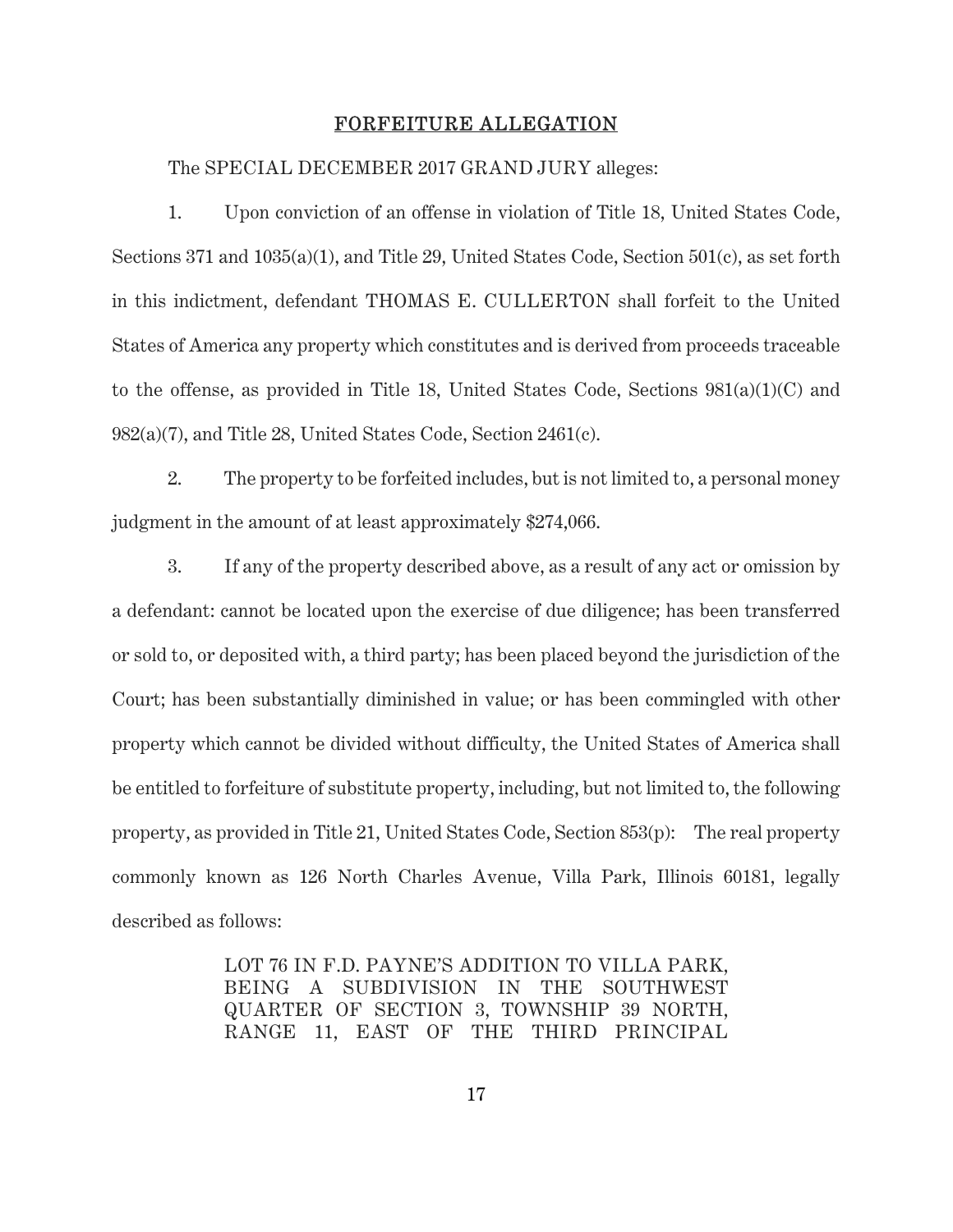## FORFEITURE ALLEGATION

The SPECIAL DECEMBER 2017 GRAND JURY alleges:

1. Upon conviction of an offense in violation of Title 18, United States Code, Sections 371 and 1035(a)(1), and Title 29, United States Code, Section 501(c), as set forth in this indictment, defendant THOMAS E. CULLERTON shall forfeit to the United States of America any property which constitutes and is derived from proceeds traceable to the offense, as provided in Title 18, United States Code, Sections 981(a)(1)(C) and 982(a)(7), and Title 28, United States Code, Section 2461(c).

2. The property to be forfeited includes, but is not limited to, a personal money judgment in the amount of at least approximately $274,066.

3. If any of the property described above, as a result of any act or omission by a defendant: cannot be located upon the exercise of due diligence; has been transferred or sold to, or deposited with, a third party; has been placed beyond the jurisdiction of the Court; has been substantially diminished in value; or has been commingled with other property which cannot be divided without difficulty, the United States of America shall be entitled to forfeiture of substitute property, including, but not limited to, the following property, as provided in Title 21, United States Code, Section 853(p): The real property commonly known as 126 North Charles Avenue, Villa Park, Illinois 60181, legally described as follows:

> LOT 76 IN F.D. PAYNE'S ADDITION TO VILLA PARK, BEING A SUBDIVISION IN THE SOUTHWEST QUARTER OF SECTION 3, TOWNSHIP 39 NORTH, RANGE 11, EAST OF THE THIRD PRINCIPAL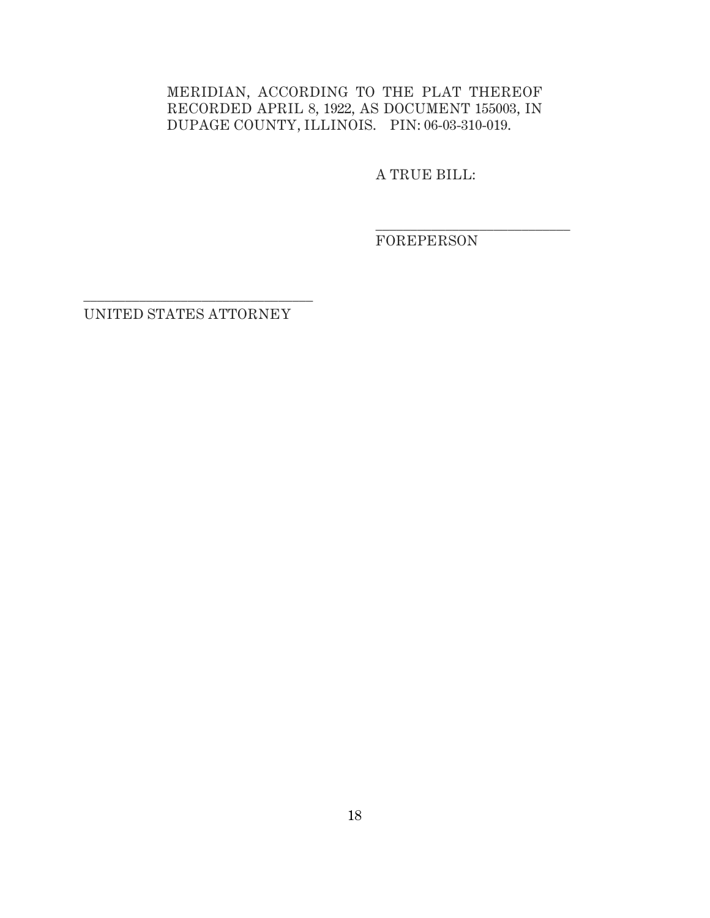MERIDIAN, ACCORDING TO THE PLAT THEREOF RECORDED APRIL 8, 1922, AS DOCUMENT 155003, IN DUPAGE COUNTY, ILLINOIS. PIN: 06-03-310-019.

A TRUE BILL:

\_\_\_\_\_\_\_\_\_\_\_\_\_\_\_\_\_\_\_\_\_\_\_\_\_\_\_\_

FOREPERSON

\_\_\_\_\_\_\_\_\_\_\_\_\_\_\_\_\_\_\_\_\_\_\_\_\_\_\_\_\_\_\_\_\_

UNITED STATES ATTORNEY